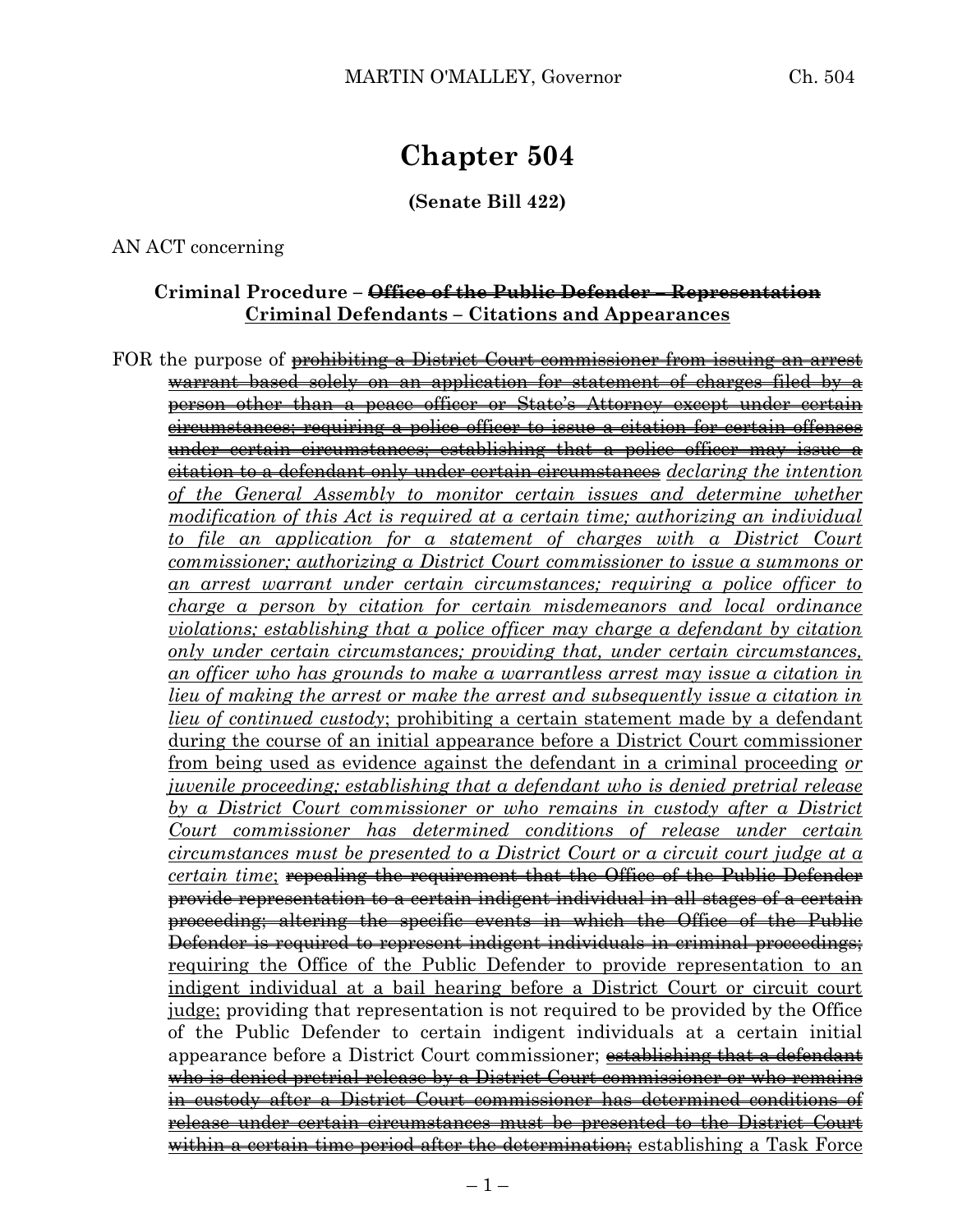# Chapter 504

**(Senate Bill 422)**

AN ACT concerning

**Criminal Procedure – ~~Office of the Public Defender – Representation~~ <u>Criminal Defendants – Citations and Appearances</u>**

FOR the purpose of ~~prohibiting a District Court commissioner from issuing an arrest warrant based solely on an application for statement of charges filed by a person other than a peace officer or State's Attorney except under certain circumstances; requiring a police officer to issue a citation for certain offenses under certain circumstances; establishing that a police officer may issue a citation to a defendant only under certain circumstances~~ <u>*declaring the intention of the General Assembly to monitor certain issues and determine whether modification of this Act is required at a certain time; authorizing an individual to file an application for a statement of charges with a District Court commissioner; authorizing a District Court commissioner to issue a summons or an arrest warrant under certain circumstances; requiring a police officer to charge a person by citation for certain misdemeanors and local ordinance violations; establishing that a police officer may charge a defendant by citation only under certain circumstances; providing that, under certain circumstances, an officer who has grounds to make a warrantless arrest may issue a citation in lieu of making the arrest or make the arrest and subsequently issue a citation in lieu of continued custody*</u>; <u>prohibiting a certain statement made by a defendant during the course of an initial appearance before a District Court commissioner from being used as evidence against the defendant in a criminal proceeding</u> <u>*or juvenile proceeding; establishing that a defendant who is denied pretrial release by a District Court commissioner or who remains in custody after a District Court commissioner has determined conditions of release under certain circumstances must be presented to a District Court or a circuit court judge at a certain time*</u>; ~~repealing the requirement that the Office of the Public Defender provide representation to a certain indigent individual in all stages of a certain proceeding; altering the specific events in which the Office of the Public Defender is required to represent indigent individuals in criminal proceedings;~~ <u>requiring the Office of the Public Defender to provide representation to an indigent individual at a bail hearing before a District Court or circuit court judge;</u> providing that representation is not required to be provided by the Office of the Public Defender to certain indigent individuals at a certain initial appearance before a District Court commissioner; ~~establishing that a defendant who is denied pretrial release by a District Court commissioner or who remains in custody after a District Court commissioner has determined conditions of release under certain circumstances must be presented to the District Court within a certain time period after the determination;~~ establishing a Task Force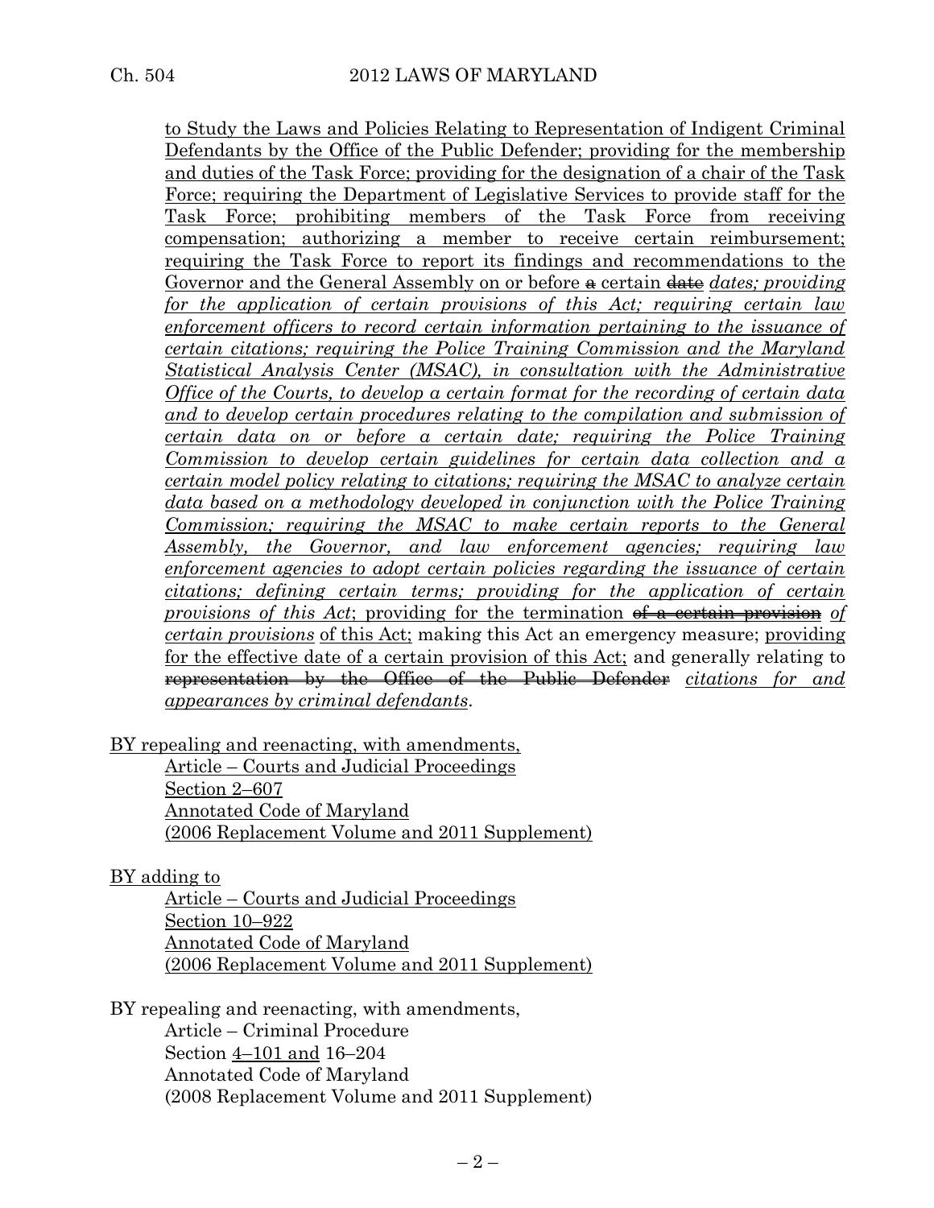to Study the Laws and Policies Relating to Representation of Indigent Criminal Defendants by the Office of the Public Defender; providing for the membership and duties of the Task Force; providing for the designation of a chair of the Task Force; requiring the Department of Legislative Services to provide staff for the Task Force; prohibiting members of the Task Force from receiving compensation; authorizing a member to receive certain reimbursement; requiring the Task Force to report its findings and recommendations to the Governor and the General Assembly on or before ~~a~~ certain ~~date~~ *dates; providing for the application of certain provisions of this Act; requiring certain law enforcement officers to record certain information pertaining to the issuance of certain citations; requiring the Police Training Commission and the Maryland Statistical Analysis Center (MSAC), in consultation with the Administrative Office of the Courts, to develop a certain format for the recording of certain data and to develop certain procedures relating to the compilation and submission of certain data on or before a certain date; requiring the Police Training Commission to develop certain guidelines for certain data collection and a certain model policy relating to citations; requiring the MSAC to analyze certain data based on a methodology developed in conjunction with the Police Training Commission; requiring the MSAC to make certain reports to the General Assembly, the Governor, and law enforcement agencies; requiring law enforcement agencies to adopt certain policies regarding the issuance of certain citations; defining certain terms; providing for the application of certain provisions of this Act*; providing for the termination ~~of a certain provision~~ *of certain provisions* of this Act; making this Act an emergency measure; providing for the effective date of a certain provision of this Act; and generally relating to ~~representation by the Office of the Public Defender~~ *citations for and appearances by criminal defendants*.

BY repealing and reenacting, with amendments,
Article – Courts and Judicial Proceedings
Section 2–607
Annotated Code of Maryland
(2006 Replacement Volume and 2011 Supplement)

BY adding to
Article – Courts and Judicial Proceedings
Section 10–922
Annotated Code of Maryland
(2006 Replacement Volume and 2011 Supplement)

BY repealing and reenacting, with amendments,
Article – Criminal Procedure
Section 4–101 and 16–204
Annotated Code of Maryland
(2008 Replacement Volume and 2011 Supplement)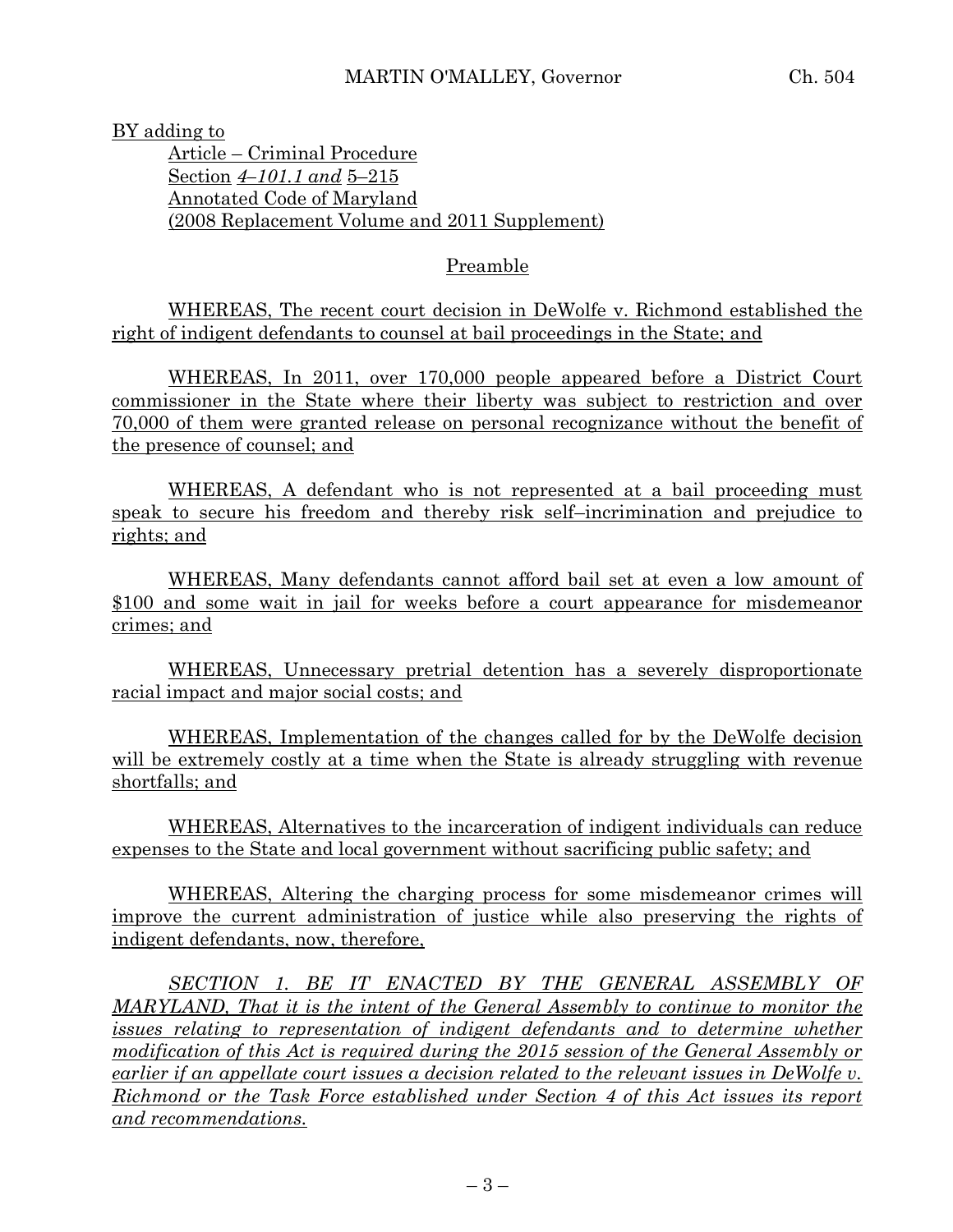BY adding to

Article – Criminal Procedure
Section *4–101.1 and* 5–215
Annotated Code of Maryland
(2008 Replacement Volume and 2011 Supplement)

Preamble

WHEREAS, The recent court decision in DeWolfe v. Richmond established the right of indigent defendants to counsel at bail proceedings in the State; and

WHEREAS, In 2011, over 170,000 people appeared before a District Court commissioner in the State where their liberty was subject to restriction and over 70,000 of them were granted release on personal recognizance without the benefit of the presence of counsel; and

WHEREAS, A defendant who is not represented at a bail proceeding must speak to secure his freedom and thereby risk self–incrimination and prejudice to rights; and

WHEREAS, Many defendants cannot afford bail set at even a low amount of $100 and some wait in jail for weeks before a court appearance for misdemeanor crimes; and

WHEREAS, Unnecessary pretrial detention has a severely disproportionate racial impact and major social costs; and

WHEREAS, Implementation of the changes called for by the DeWolfe decision will be extremely costly at a time when the State is already struggling with revenue shortfalls; and

WHEREAS, Alternatives to the incarceration of indigent individuals can reduce expenses to the State and local government without sacrificing public safety; and

WHEREAS, Altering the charging process for some misdemeanor crimes will improve the current administration of justice while also preserving the rights of indigent defendants, now, therefore,

*SECTION 1. BE IT ENACTED BY THE GENERAL ASSEMBLY OF MARYLAND, That it is the intent of the General Assembly to continue to monitor the issues relating to representation of indigent defendants and to determine whether modification of this Act is required during the 2015 session of the General Assembly or earlier if an appellate court issues a decision related to the relevant issues in DeWolfe v. Richmond or the Task Force established under Section 4 of this Act issues its report and recommendations.*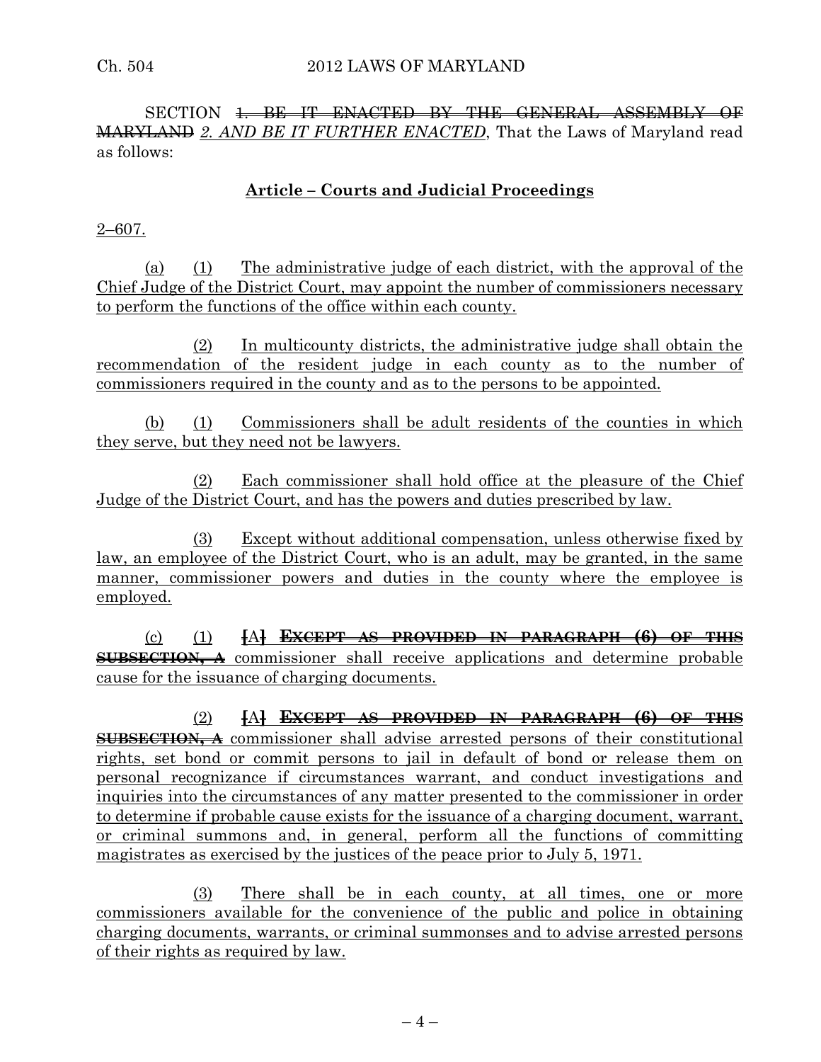SECTION ~~1. BE IT ENACTED BY THE GENERAL ASSEMBLY OF MARYLAND~~ *2. AND BE IT FURTHER ENACTED*, That the Laws of Maryland read as follows:

## Article – Courts and Judicial Proceedings

2–607.

(a) (1) The administrative judge of each district, with the approval of the Chief Judge of the District Court, may appoint the number of commissioners necessary to perform the functions of the office within each county.

(2) In multicounty districts, the administrative judge shall obtain the recommendation of the resident judge in each county as to the number of commissioners required in the county and as to the persons to be appointed.

(b) (1) Commissioners shall be adult residents of the counties in which they serve, but they need not be lawyers.

(2) Each commissioner shall hold office at the pleasure of the Chief Judge of the District Court, and has the powers and duties prescribed by law.

(3) Except without additional compensation, unless otherwise fixed by law, an employee of the District Court, who is an adult, may be granted, in the same manner, commissioner powers and duties in the county where the employee is employed.

(c) (1) ~~[A] **EXCEPT AS PROVIDED IN PARAGRAPH (6) OF THIS SUBSECTION, A**~~ commissioner shall receive applications and determine probable cause for the issuance of charging documents.

(2) ~~[A] **EXCEPT AS PROVIDED IN PARAGRAPH (6) OF THIS SUBSECTION, A**~~ commissioner shall advise arrested persons of their constitutional rights, set bond or commit persons to jail in default of bond or release them on personal recognizance if circumstances warrant, and conduct investigations and inquiries into the circumstances of any matter presented to the commissioner in order to determine if probable cause exists for the issuance of a charging document, warrant, or criminal summons and, in general, perform all the functions of committing magistrates as exercised by the justices of the peace prior to July 5, 1971.

(3) There shall be in each county, at all times, one or more commissioners available for the convenience of the public and police in obtaining charging documents, warrants, or criminal summonses and to advise arrested persons of their rights as required by law.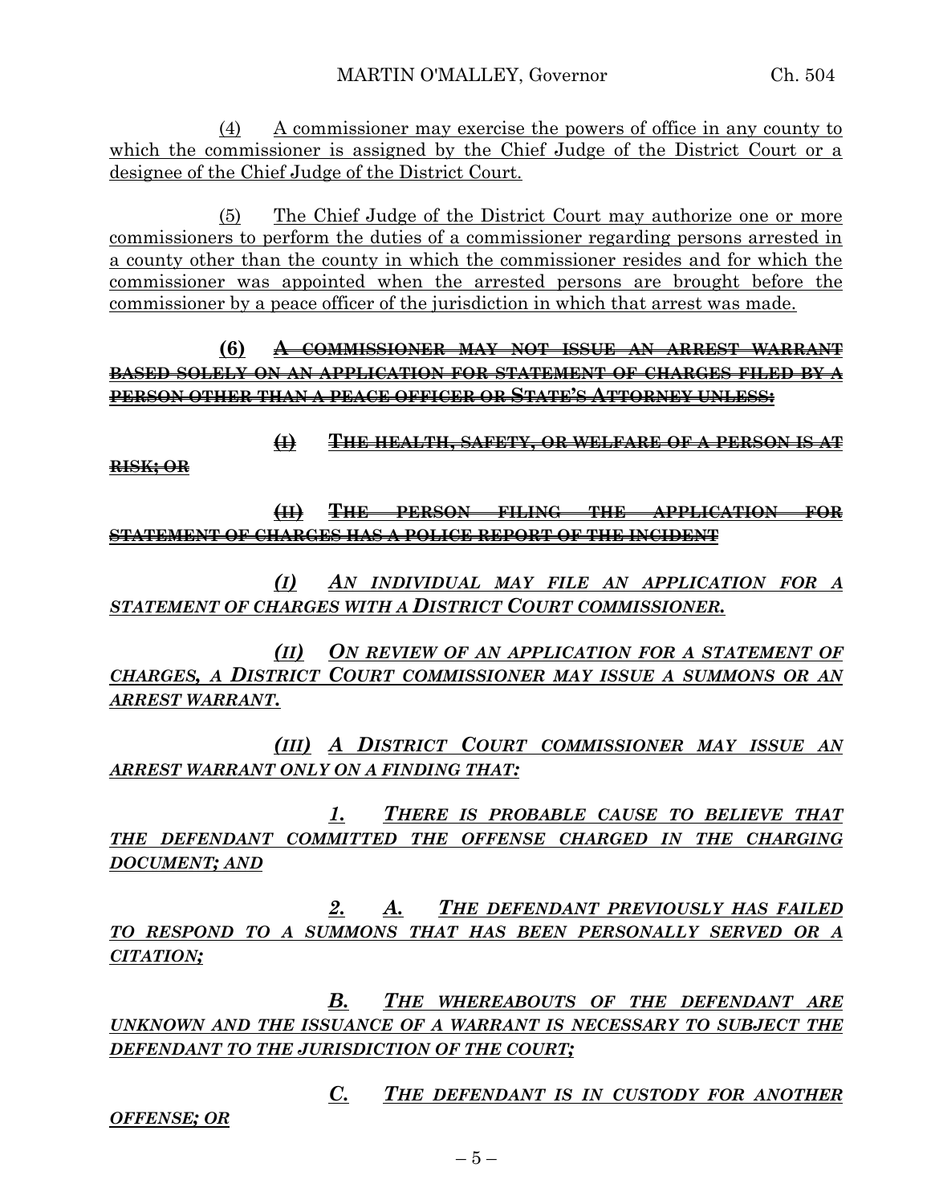(4) A commissioner may exercise the powers of office in any county to which the commissioner is assigned by the Chief Judge of the District Court or a designee of the Chief Judge of the District Court.

(5) The Chief Judge of the District Court may authorize one or more commissioners to perform the duties of a commissioner regarding persons arrested in a county other than the county in which the commissioner resides and for which the commissioner was appointed when the arrested persons are brought before the commissioner by a peace officer of the jurisdiction in which that arrest was made.

**(6)** ~~**A COMMISSIONER MAY NOT ISSUE AN ARREST WARRANT BASED SOLELY ON AN APPLICATION FOR STATEMENT OF CHARGES FILED BY A PERSON OTHER THAN A PEACE OFFICER OR STATE'S ATTORNEY UNLESS:**~~

~~**(I) THE HEALTH, SAFETY, OR WELFARE OF A PERSON IS AT RISK; OR**~~

~~**(II) THE PERSON FILING THE APPLICATION FOR STATEMENT OF CHARGES HAS A POLICE REPORT OF THE INCIDENT**~~

***(I) AN INDIVIDUAL MAY FILE AN APPLICATION FOR A STATEMENT OF CHARGES WITH A DISTRICT COURT COMMISSIONER.***

***(II) ON REVIEW OF AN APPLICATION FOR A STATEMENT OF CHARGES, A DISTRICT COURT COMMISSIONER MAY ISSUE A SUMMONS OR AN ARREST WARRANT.***

***(III) A DISTRICT COURT COMMISSIONER MAY ISSUE AN ARREST WARRANT ONLY ON A FINDING THAT:***

***1. THERE IS PROBABLE CAUSE TO BELIEVE THAT THE DEFENDANT COMMITTED THE OFFENSE CHARGED IN THE CHARGING DOCUMENT; AND***

***2. A. THE DEFENDANT PREVIOUSLY HAS FAILED TO RESPOND TO A SUMMONS THAT HAS BEEN PERSONALLY SERVED OR A CITATION;***

***B. THE WHEREABOUTS OF THE DEFENDANT ARE UNKNOWN AND THE ISSUANCE OF A WARRANT IS NECESSARY TO SUBJECT THE DEFENDANT TO THE JURISDICTION OF THE COURT;***

***C. THE DEFENDANT IS IN CUSTODY FOR ANOTHER OFFENSE; OR***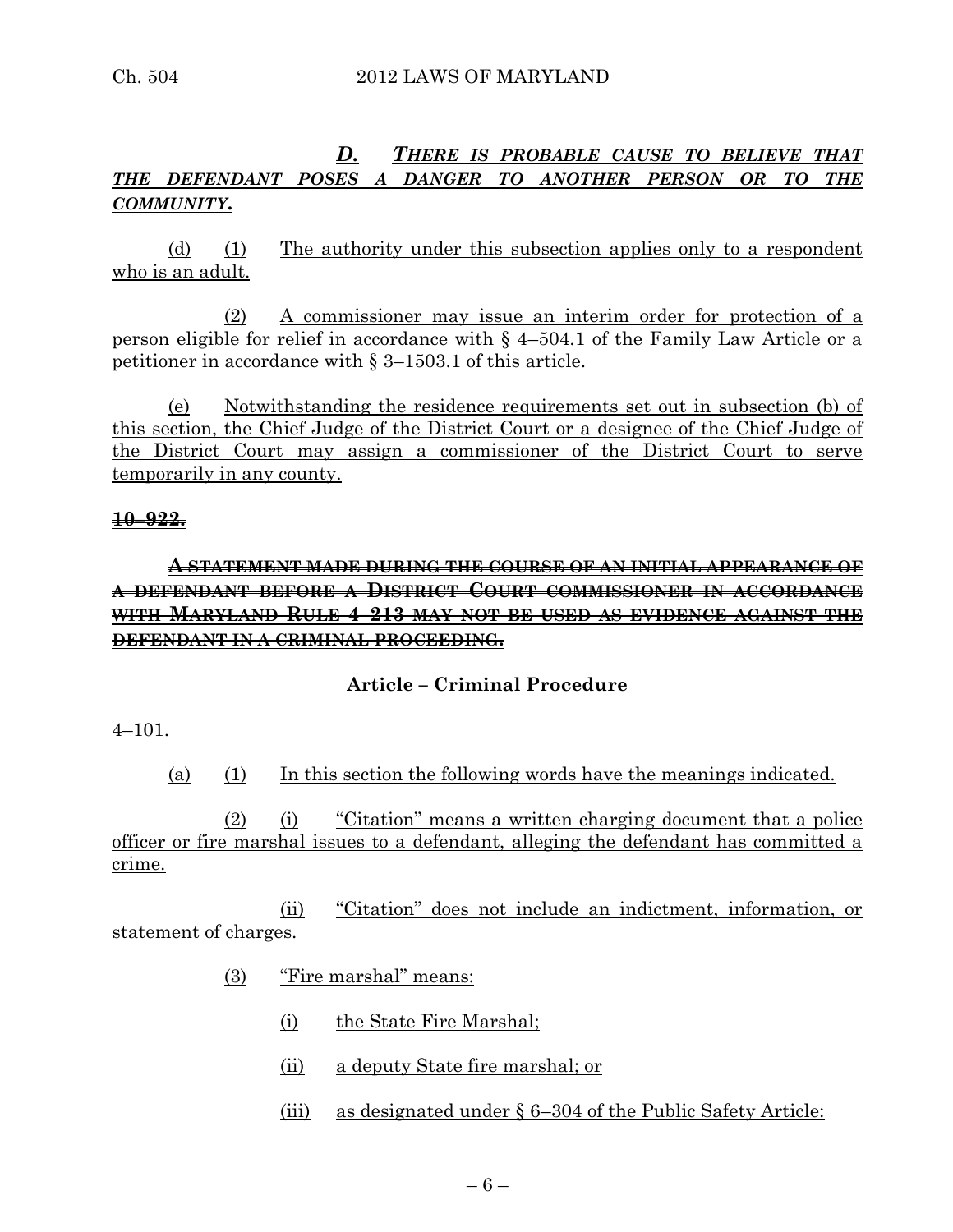*D.* ***THERE IS PROBABLE CAUSE TO BELIEVE THAT THE DEFENDANT POSES A DANGER TO ANOTHER PERSON OR TO THE COMMUNITY.***

(d) (1) The authority under this subsection applies only to a respondent who is an adult.

(2) A commissioner may issue an interim order for protection of a person eligible for relief in accordance with § 4–504.1 of the Family Law Article or a petitioner in accordance with § 3–1503.1 of this article.

(e) Notwithstanding the residence requirements set out in subsection (b) of this section, the Chief Judge of the District Court or a designee of the Chief Judge of the District Court may assign a commissioner of the District Court to serve temporarily in any county.

~~**10–922.**~~

~~**A STATEMENT MADE DURING THE COURSE OF AN INITIAL APPEARANCE OF A DEFENDANT BEFORE A DISTRICT COURT COMMISSIONER IN ACCORDANCE WITH MARYLAND RULE 4–213 MAY NOT BE USED AS EVIDENCE AGAINST THE DEFENDANT IN A CRIMINAL PROCEEDING.**~~

**Article – Criminal Procedure**

4–101.

(a) (1) In this section the following words have the meanings indicated.

(2) (i) "Citation" means a written charging document that a police officer or fire marshal issues to a defendant, alleging the defendant has committed a crime.

(ii) "Citation" does not include an indictment, information, or statement of charges.

(3) "Fire marshal" means:

(i) the State Fire Marshal;

(ii) a deputy State fire marshal; or

(iii) as designated under § 6–304 of the Public Safety Article: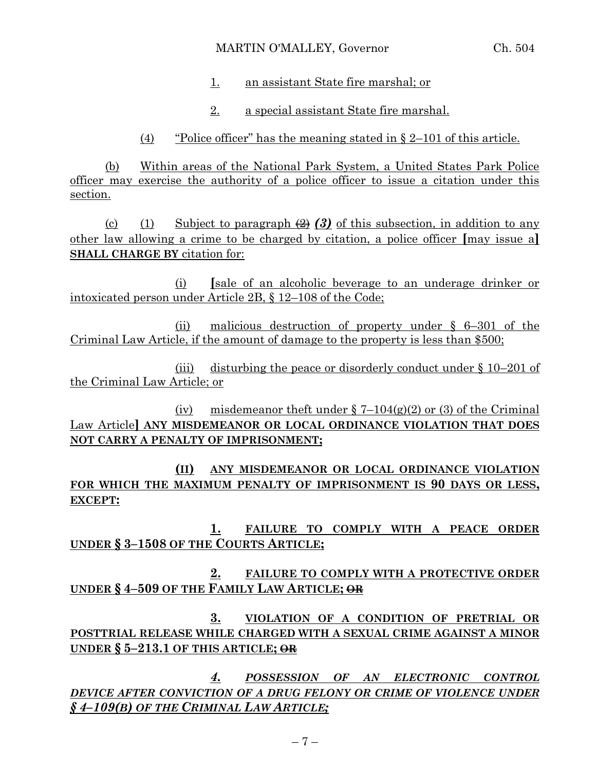1. an assistant State fire marshal; or

2. a special assistant State fire marshal.

(4) "Police officer" has the meaning stated in § 2–101 of this article.

(b) Within areas of the National Park System, a United States Park Police officer may exercise the authority of a police officer to issue a citation under this section.

(c) (1) Subject to paragraph ~~(2)~~ ***(3)*** of this subsection, in addition to any other law allowing a crime to be charged by citation, a police officer **[**may issue a**]** **SHALL CHARGE BY** citation for:

(i) **[**sale of an alcoholic beverage to an underage drinker or intoxicated person under Article 2B, § 12–108 of the Code;

(ii) malicious destruction of property under § 6–301 of the Criminal Law Article, if the amount of damage to the property is less than $500;

(iii) disturbing the peace or disorderly conduct under § 10–201 of the Criminal Law Article; or

(iv) misdemeanor theft under § 7–104(g)(2) or (3) of the Criminal Law Article**]** **ANY MISDEMEANOR OR LOCAL ORDINANCE VIOLATION THAT DOES NOT CARRY A PENALTY OF IMPRISONMENT;**

**(II) ANY MISDEMEANOR OR LOCAL ORDINANCE VIOLATION FOR WHICH THE MAXIMUM PENALTY OF IMPRISONMENT IS 90 DAYS OR LESS, EXCEPT:**

**1. FAILURE TO COMPLY WITH A PEACE ORDER UNDER § 3–1508 OF THE COURTS ARTICLE;**

**2. FAILURE TO COMPLY WITH A PROTECTIVE ORDER UNDER § 4–509 OF THE FAMILY LAW ARTICLE;** ~~**OR**~~

**3. VIOLATION OF A CONDITION OF PRETRIAL OR POSTTRIAL RELEASE WHILE CHARGED WITH A SEXUAL CRIME AGAINST A MINOR UNDER § 5–213.1 OF THIS ARTICLE;** ~~**OR**~~

***4. POSSESSION OF AN ELECTRONIC CONTROL DEVICE AFTER CONVICTION OF A DRUG FELONY OR CRIME OF VIOLENCE UNDER § 4–109(B) OF THE CRIMINAL LAW ARTICLE;***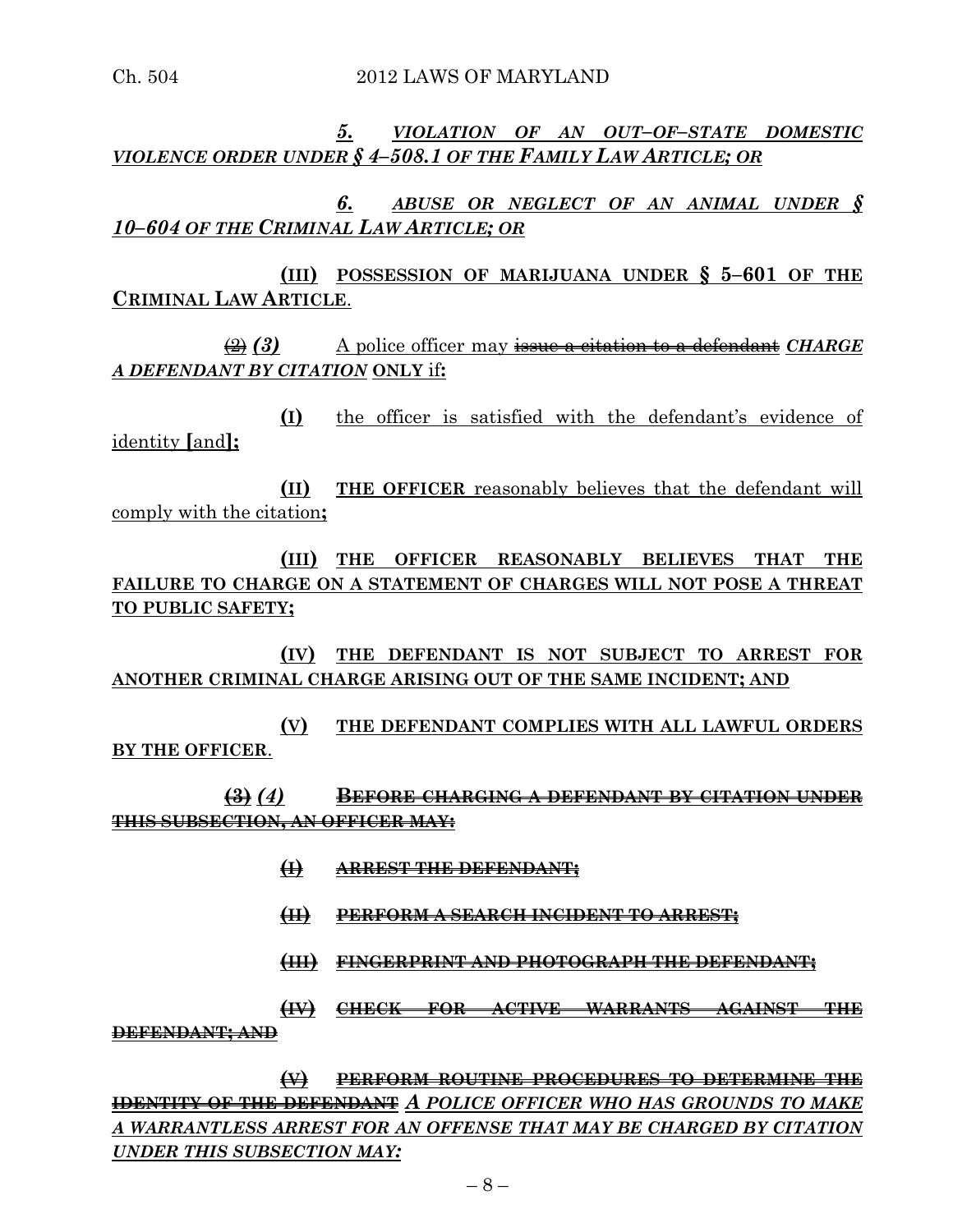*5. VIOLATION OF AN OUT–OF–STATE DOMESTIC VIOLENCE ORDER UNDER § 4–508.1 OF THE FAMILY LAW ARTICLE; OR*

*6. ABUSE OR NEGLECT OF AN ANIMAL UNDER § 10–604 OF THE CRIMINAL LAW ARTICLE; OR*

**(III) POSSESSION OF MARIJUANA UNDER § 5–601 OF THE CRIMINAL LAW ARTICLE**.

~~(2)~~ *(3)* A police officer may ~~issue a citation to a defendant~~ *CHARGE A DEFENDANT BY CITATION* **ONLY** if**:**

**(I)** the officer is satisfied with the defendant's evidence of identity **[**and**];**

**(II) THE OFFICER** reasonably believes that the defendant will comply with the citation**;**

**(III) THE OFFICER REASONABLY BELIEVES THAT THE FAILURE TO CHARGE ON A STATEMENT OF CHARGES WILL NOT POSE A THREAT TO PUBLIC SAFETY;**

**(IV) THE DEFENDANT IS NOT SUBJECT TO ARREST FOR ANOTHER CRIMINAL CHARGE ARISING OUT OF THE SAME INCIDENT; AND**

**(V) THE DEFENDANT COMPLIES WITH ALL LAWFUL ORDERS BY THE OFFICER**.

~~**(3)**~~ *(4)* ~~**BEFORE CHARGING A DEFENDANT BY CITATION UNDER THIS SUBSECTION, AN OFFICER MAY:**~~

~~**(I) ARREST THE DEFENDANT;**~~

~~**(II) PERFORM A SEARCH INCIDENT TO ARREST;**~~

~~**(III) FINGERPRINT AND PHOTOGRAPH THE DEFENDANT;**~~

~~**(IV) CHECK FOR ACTIVE WARRANTS AGAINST THE DEFENDANT; AND**~~

~~**(V) PERFORM ROUTINE PROCEDURES TO DETERMINE THE IDENTITY OF THE DEFENDANT**~~ *A POLICE OFFICER WHO HAS GROUNDS TO MAKE A WARRANTLESS ARREST FOR AN OFFENSE THAT MAY BE CHARGED BY CITATION UNDER THIS SUBSECTION MAY:*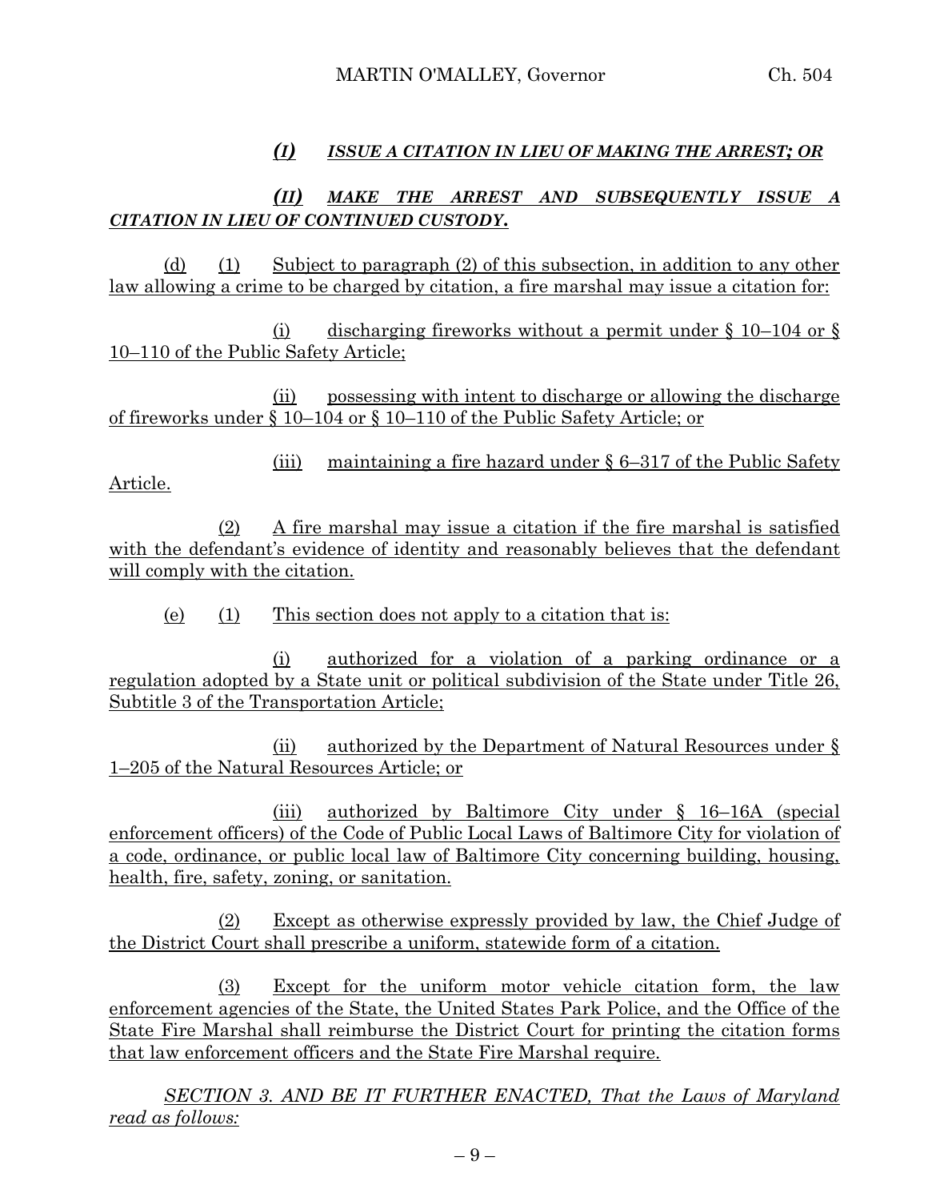*(I) ISSUE A CITATION IN LIEU OF MAKING THE ARREST; OR*

*(II) MAKE THE ARREST AND SUBSEQUENTLY ISSUE A CITATION IN LIEU OF CONTINUED CUSTODY.*

(d) (1) Subject to paragraph (2) of this subsection, in addition to any other law allowing a crime to be charged by citation, a fire marshal may issue a citation for:

(i) discharging fireworks without a permit under § 10–104 or § 10–110 of the Public Safety Article;

(ii) possessing with intent to discharge or allowing the discharge of fireworks under § 10–104 or § 10–110 of the Public Safety Article; or

(iii) maintaining a fire hazard under § 6–317 of the Public Safety Article.

(2) A fire marshal may issue a citation if the fire marshal is satisfied with the defendant's evidence of identity and reasonably believes that the defendant will comply with the citation.

(e) (1) This section does not apply to a citation that is:

(i) authorized for a violation of a parking ordinance or a regulation adopted by a State unit or political subdivision of the State under Title 26, Subtitle 3 of the Transportation Article;

(ii) authorized by the Department of Natural Resources under § 1–205 of the Natural Resources Article; or

(iii) authorized by Baltimore City under § 16–16A (special enforcement officers) of the Code of Public Local Laws of Baltimore City for violation of a code, ordinance, or public local law of Baltimore City concerning building, housing, health, fire, safety, zoning, or sanitation.

(2) Except as otherwise expressly provided by law, the Chief Judge of the District Court shall prescribe a uniform, statewide form of a citation.

(3) Except for the uniform motor vehicle citation form, the law enforcement agencies of the State, the United States Park Police, and the Office of the State Fire Marshal shall reimburse the District Court for printing the citation forms that law enforcement officers and the State Fire Marshal require.

*SECTION 3. AND BE IT FURTHER ENACTED, That the Laws of Maryland read as follows:*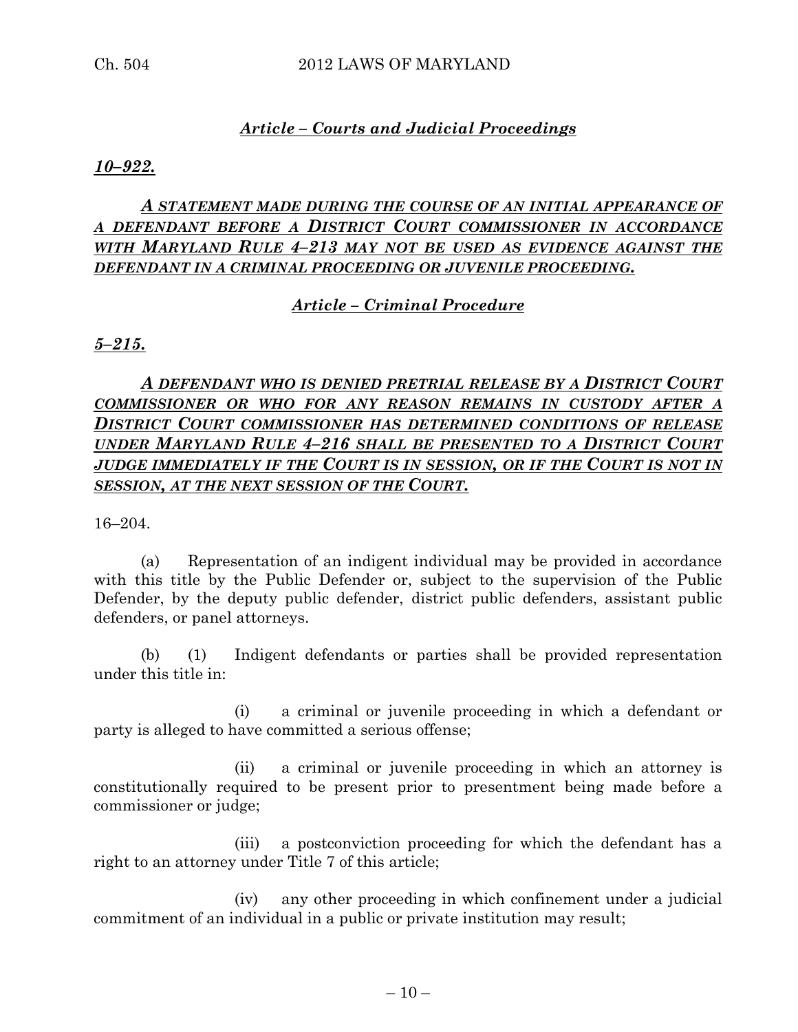***Article – Courts and Judicial Proceedings***

***10–922.***

***A STATEMENT MADE DURING THE COURSE OF AN INITIAL APPEARANCE OF A DEFENDANT BEFORE A DISTRICT COURT COMMISSIONER IN ACCORDANCE WITH MARYLAND RULE 4–213 MAY NOT BE USED AS EVIDENCE AGAINST THE DEFENDANT IN A CRIMINAL PROCEEDING OR JUVENILE PROCEEDING.***

***Article – Criminal Procedure***

***5–215.***

***A DEFENDANT WHO IS DENIED PRETRIAL RELEASE BY A DISTRICT COURT COMMISSIONER OR WHO FOR ANY REASON REMAINS IN CUSTODY AFTER A DISTRICT COURT COMMISSIONER HAS DETERMINED CONDITIONS OF RELEASE UNDER MARYLAND RULE 4–216 SHALL BE PRESENTED TO A DISTRICT COURT JUDGE IMMEDIATELY IF THE COURT IS IN SESSION, OR IF THE COURT IS NOT IN SESSION, AT THE NEXT SESSION OF THE COURT.***

16–204.

(a) Representation of an indigent individual may be provided in accordance with this title by the Public Defender or, subject to the supervision of the Public Defender, by the deputy public defender, district public defenders, assistant public defenders, or panel attorneys.

(b) (1) Indigent defendants or parties shall be provided representation under this title in:

(i) a criminal or juvenile proceeding in which a defendant or party is alleged to have committed a serious offense;

(ii) a criminal or juvenile proceeding in which an attorney is constitutionally required to be present prior to presentment being made before a commissioner or judge;

(iii) a postconviction proceeding for which the defendant has a right to an attorney under Title 7 of this article;

(iv) any other proceeding in which confinement under a judicial commitment of an individual in a public or private institution may result;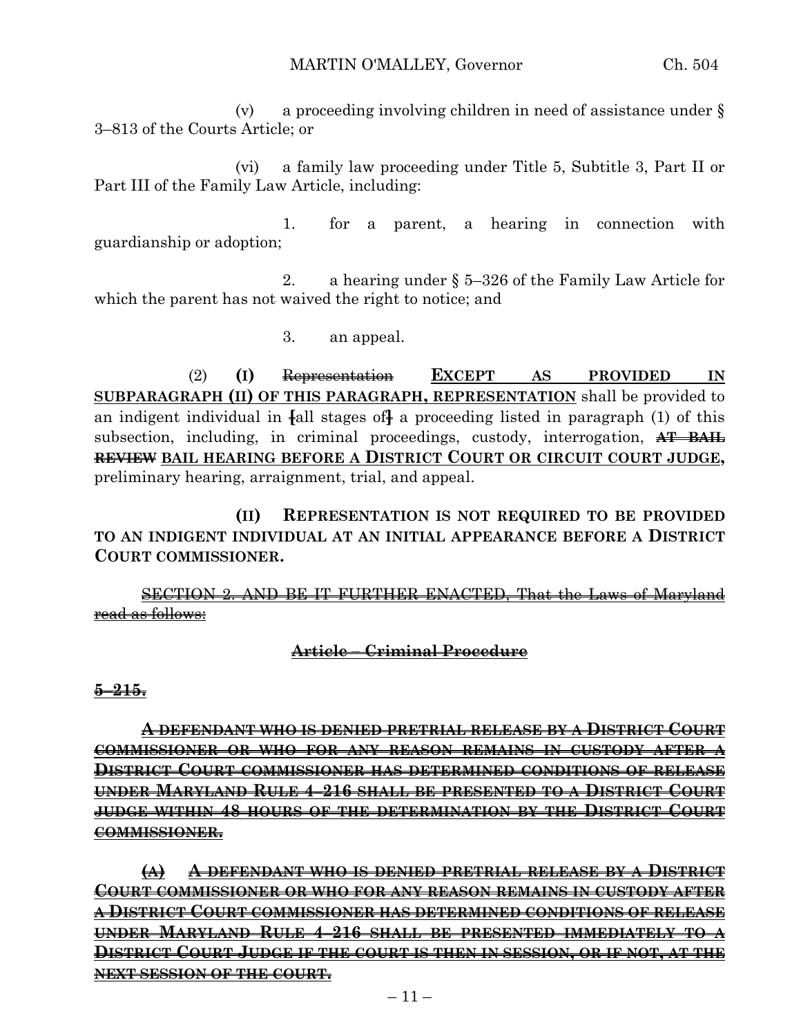(v) a proceeding involving children in need of assistance under § 3–813 of the Courts Article; or

(vi) a family law proceeding under Title 5, Subtitle 3, Part II or Part III of the Family Law Article, including:

1. for a parent, a hearing in connection with guardianship or adoption;

2. a hearing under § 5–326 of the Family Law Article for which the parent has not waived the right to notice; and

3. an appeal.

(2) **(I)** ~~Representation~~ <u>**EXCEPT AS PROVIDED IN SUBPARAGRAPH (II) OF THIS PARAGRAPH, REPRESENTATION**</u> shall be provided to an indigent individual in [all stages of] a proceeding listed in paragraph (1) of this subsection, including, in criminal proceedings, custody, interrogation, ~~**AT BAIL REVIEW**~~ <u>**BAIL HEARING BEFORE A DISTRICT COURT OR CIRCUIT COURT JUDGE,**</u> preliminary hearing, arraignment, trial, and appeal.

**(II) REPRESENTATION IS NOT REQUIRED TO BE PROVIDED TO AN INDIGENT INDIVIDUAL AT AN INITIAL APPEARANCE BEFORE A DISTRICT COURT COMMISSIONER.**

~~SECTION 2. AND BE IT FURTHER ENACTED, That the Laws of Maryland read as follows:~~

~~**Article – Criminal Procedure**~~

~~**5–215.**~~

~~**A DEFENDANT WHO IS DENIED PRETRIAL RELEASE BY A DISTRICT COURT COMMISSIONER OR WHO FOR ANY REASON REMAINS IN CUSTODY AFTER A DISTRICT COURT COMMISSIONER HAS DETERMINED CONDITIONS OF RELEASE UNDER MARYLAND RULE 4–216 SHALL BE PRESENTED TO A DISTRICT COURT JUDGE WITHIN 48 HOURS OF THE DETERMINATION BY THE DISTRICT COURT COMMISSIONER.**~~

~~**(A) A DEFENDANT WHO IS DENIED PRETRIAL RELEASE BY A DISTRICT COURT COMMISSIONER OR WHO FOR ANY REASON REMAINS IN CUSTODY AFTER A DISTRICT COURT COMMISSIONER HAS DETERMINED CONDITIONS OF RELEASE UNDER MARYLAND RULE 4–216 SHALL BE PRESENTED IMMEDIATELY TO A DISTRICT COURT JUDGE IF THE COURT IS THEN IN SESSION, OR IF NOT, AT THE NEXT SESSION OF THE COURT.**~~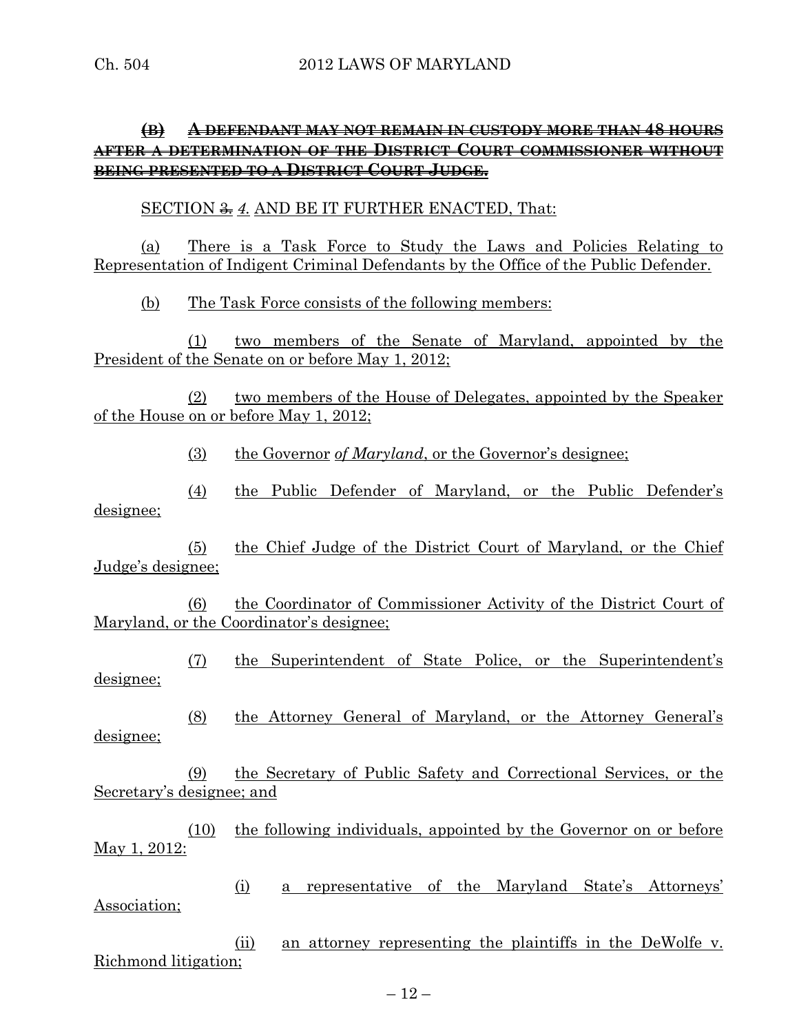~~**(B) A DEFENDANT MAY NOT REMAIN IN CUSTODY MORE THAN 48 HOURS AFTER A DETERMINATION OF THE DISTRICT COURT COMMISSIONER WITHOUT BEING PRESENTED TO A DISTRICT COURT JUDGE.**~~

SECTION ~~3.~~ *4.* AND BE IT FURTHER ENACTED, That:

(a) There is a Task Force to Study the Laws and Policies Relating to Representation of Indigent Criminal Defendants by the Office of the Public Defender.

(b) The Task Force consists of the following members:

(1) two members of the Senate of Maryland, appointed by the President of the Senate on or before May 1, 2012;

(2) two members of the House of Delegates, appointed by the Speaker of the House on or before May 1, 2012;

(3) the Governor *of Maryland*, or the Governor's designee;

(4) the Public Defender of Maryland, or the Public Defender's designee;

(5) the Chief Judge of the District Court of Maryland, or the Chief Judge's designee;

(6) the Coordinator of Commissioner Activity of the District Court of Maryland, or the Coordinator's designee;

(7) the Superintendent of State Police, or the Superintendent's designee;

(8) the Attorney General of Maryland, or the Attorney General's designee;

(9) the Secretary of Public Safety and Correctional Services, or the Secretary's designee; and

(10) the following individuals, appointed by the Governor on or before May 1, 2012:

(i) a representative of the Maryland State's Attorneys' Association;

(ii) an attorney representing the plaintiffs in the DeWolfe v. Richmond litigation;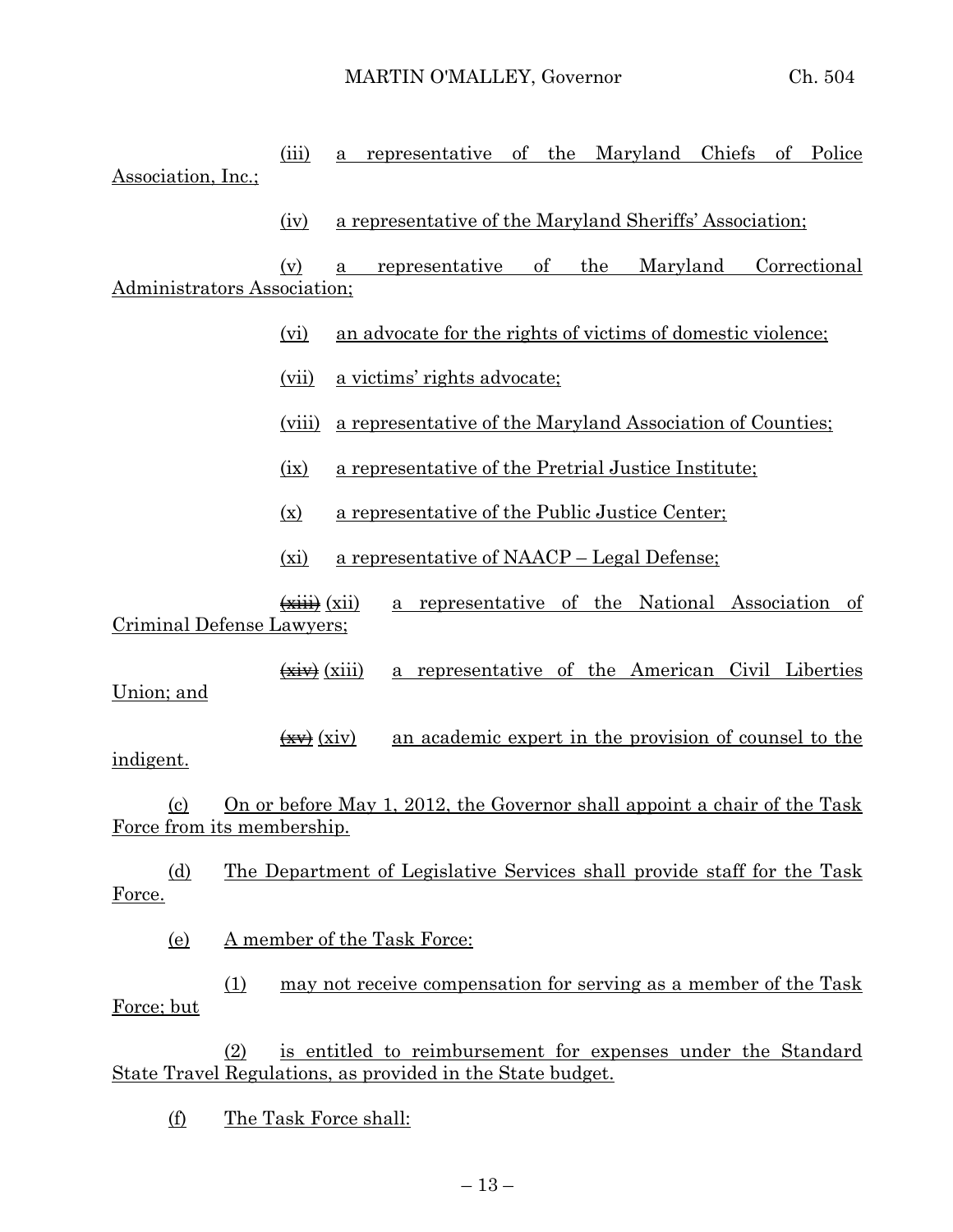(iii) a representative of the Maryland Chiefs of Police Association, Inc.;

(iv) a representative of the Maryland Sheriffs' Association;

(v) a representative of the Maryland Correctional Administrators Association;

(vi) an advocate for the rights of victims of domestic violence;

(vii) a victims' rights advocate;

(viii) a representative of the Maryland Association of Counties;

(ix) a representative of the Pretrial Justice Institute;

(x) a representative of the Public Justice Center;

(xi) a representative of NAACP – Legal Defense;

~~(xiii)~~ (xii) a representative of the National Association of Criminal Defense Lawyers;

~~(xiv)~~ (xiii) a representative of the American Civil Liberties Union; and

~~(xv)~~ (xiv) an academic expert in the provision of counsel to the indigent.

(c) On or before May 1, 2012, the Governor shall appoint a chair of the Task Force from its membership.

(d) The Department of Legislative Services shall provide staff for the Task Force.

(e) A member of the Task Force:

(1) may not receive compensation for serving as a member of the Task Force; but

(2) is entitled to reimbursement for expenses under the Standard State Travel Regulations, as provided in the State budget.

(f) The Task Force shall: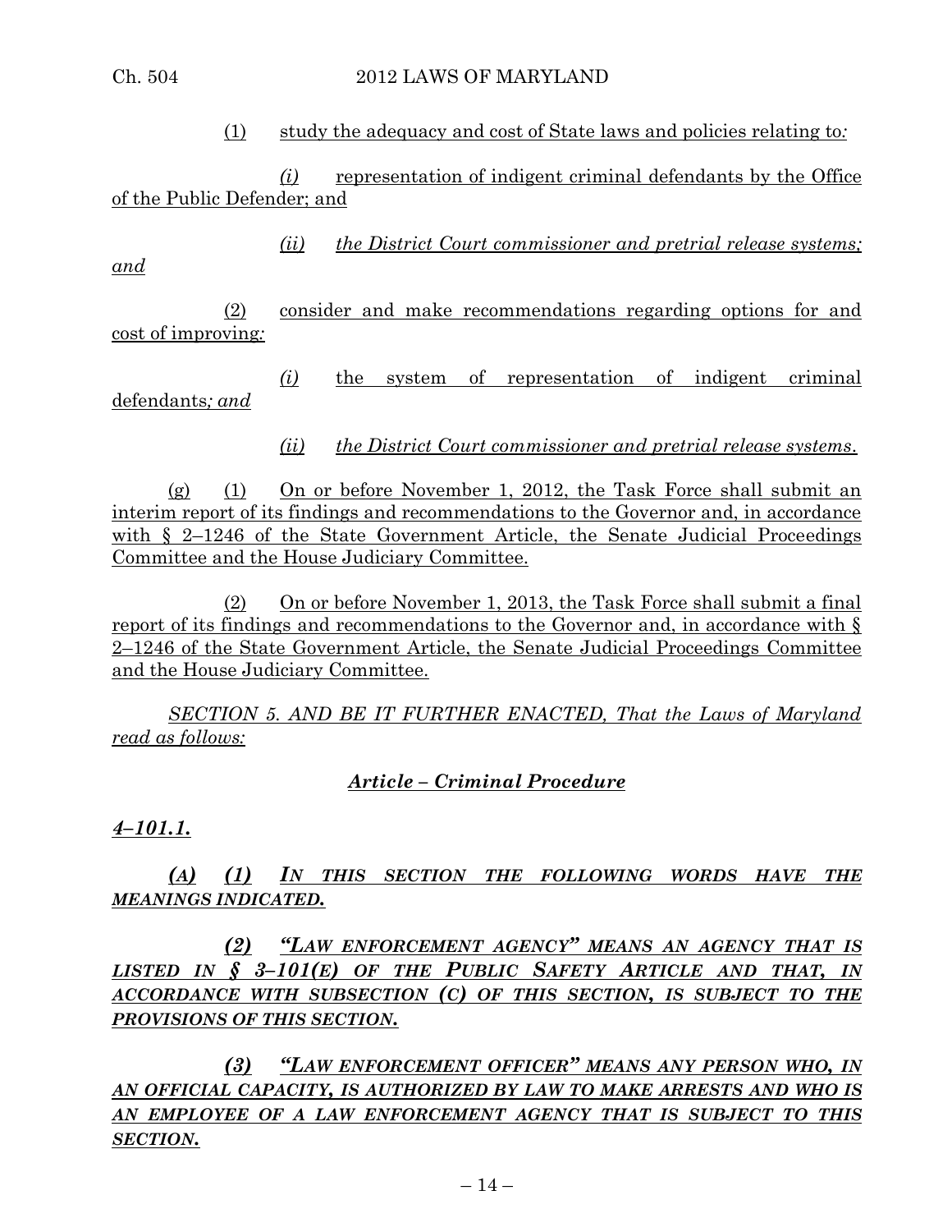(1) study the adequacy and cost of State laws and policies relating to*:*

*(i)* representation of indigent criminal defendants by the Office of the Public Defender; and

*(ii) the District Court commissioner and pretrial release systems; and*

(2) consider and make recommendations regarding options for and cost of improving*:*

*(i)* the system of representation of indigent criminal defendants*; and*

*(ii) the District Court commissioner and pretrial release systems*.

(g) (1) On or before November 1, 2012, the Task Force shall submit an interim report of its findings and recommendations to the Governor and, in accordance with § 2–1246 of the State Government Article, the Senate Judicial Proceedings Committee and the House Judiciary Committee.

(2) On or before November 1, 2013, the Task Force shall submit a final report of its findings and recommendations to the Governor and, in accordance with § 2–1246 of the State Government Article, the Senate Judicial Proceedings Committee and the House Judiciary Committee.

*SECTION 5. AND BE IT FURTHER ENACTED, That the Laws of Maryland read as follows:*

## *Article – Criminal Procedure*

***4–101.1.***

***(A) (1) IN THIS SECTION THE FOLLOWING WORDS HAVE THE MEANINGS INDICATED.***

***(2) "LAW ENFORCEMENT AGENCY" MEANS AN AGENCY THAT IS LISTED IN § 3–101(E) OF THE PUBLIC SAFETY ARTICLE AND THAT, IN ACCORDANCE WITH SUBSECTION (C) OF THIS SECTION, IS SUBJECT TO THE PROVISIONS OF THIS SECTION.***

***(3) "LAW ENFORCEMENT OFFICER" MEANS ANY PERSON WHO, IN AN OFFICIAL CAPACITY, IS AUTHORIZED BY LAW TO MAKE ARRESTS AND WHO IS AN EMPLOYEE OF A LAW ENFORCEMENT AGENCY THAT IS SUBJECT TO THIS SECTION.***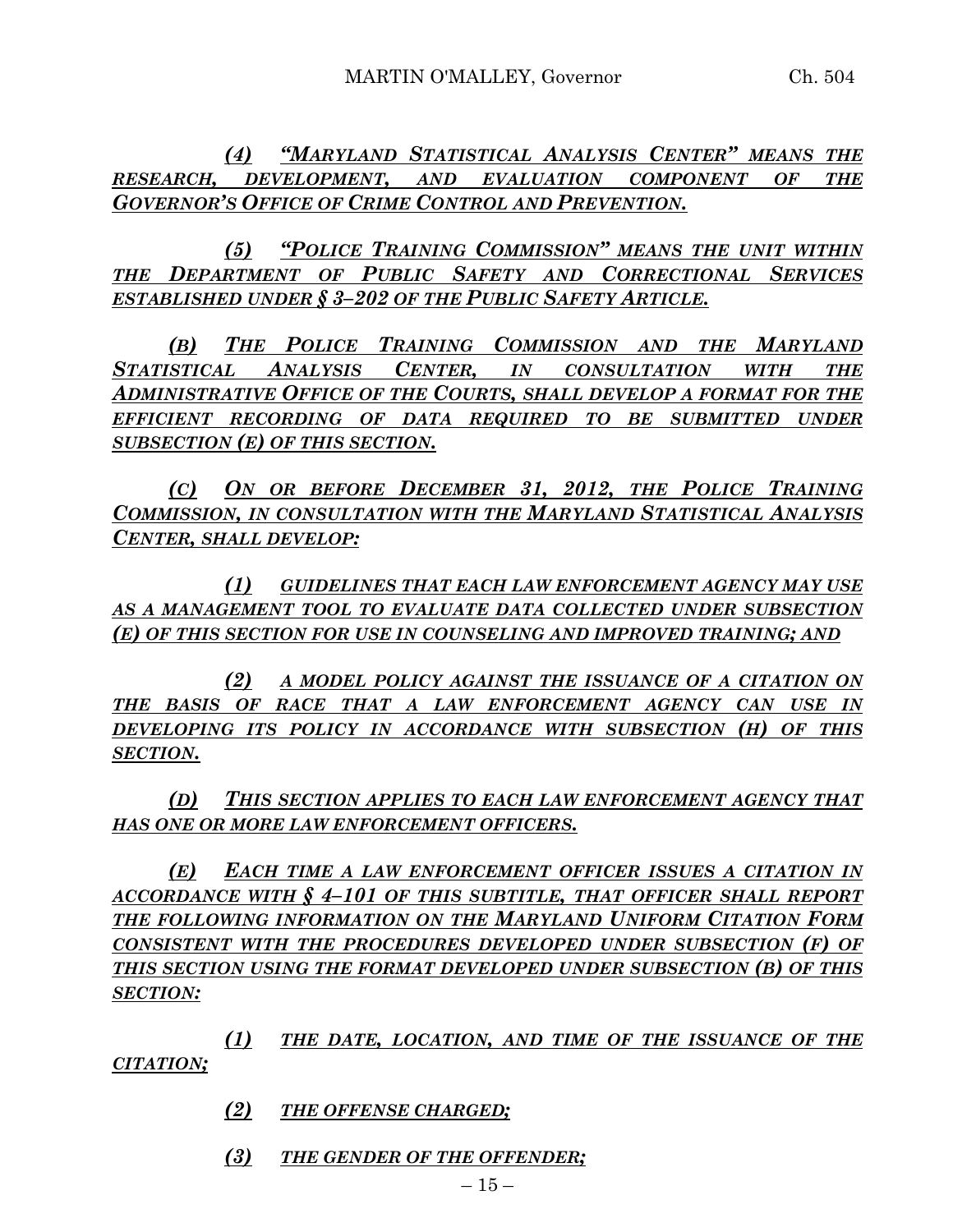*(4) "MARYLAND STATISTICAL ANALYSIS CENTER" MEANS THE RESEARCH, DEVELOPMENT, AND EVALUATION COMPONENT OF THE GOVERNOR'S OFFICE OF CRIME CONTROL AND PREVENTION.*

*(5) "POLICE TRAINING COMMISSION" MEANS THE UNIT WITHIN THE DEPARTMENT OF PUBLIC SAFETY AND CORRECTIONAL SERVICES ESTABLISHED UNDER § 3–202 OF THE PUBLIC SAFETY ARTICLE.*

*(B) THE POLICE TRAINING COMMISSION AND THE MARYLAND STATISTICAL ANALYSIS CENTER, IN CONSULTATION WITH THE ADMINISTRATIVE OFFICE OF THE COURTS, SHALL DEVELOP A FORMAT FOR THE EFFICIENT RECORDING OF DATA REQUIRED TO BE SUBMITTED UNDER SUBSECTION (E) OF THIS SECTION.*

*(C) ON OR BEFORE DECEMBER 31, 2012, THE POLICE TRAINING COMMISSION, IN CONSULTATION WITH THE MARYLAND STATISTICAL ANALYSIS CENTER, SHALL DEVELOP:*

*(1) GUIDELINES THAT EACH LAW ENFORCEMENT AGENCY MAY USE AS A MANAGEMENT TOOL TO EVALUATE DATA COLLECTED UNDER SUBSECTION (E) OF THIS SECTION FOR USE IN COUNSELING AND IMPROVED TRAINING; AND*

*(2) A MODEL POLICY AGAINST THE ISSUANCE OF A CITATION ON THE BASIS OF RACE THAT A LAW ENFORCEMENT AGENCY CAN USE IN DEVELOPING ITS POLICY IN ACCORDANCE WITH SUBSECTION (H) OF THIS SECTION.*

*(D) THIS SECTION APPLIES TO EACH LAW ENFORCEMENT AGENCY THAT HAS ONE OR MORE LAW ENFORCEMENT OFFICERS.*

*(E) EACH TIME A LAW ENFORCEMENT OFFICER ISSUES A CITATION IN ACCORDANCE WITH § 4–101 OF THIS SUBTITLE, THAT OFFICER SHALL REPORT THE FOLLOWING INFORMATION ON THE MARYLAND UNIFORM CITATION FORM CONSISTENT WITH THE PROCEDURES DEVELOPED UNDER SUBSECTION (F) OF THIS SECTION USING THE FORMAT DEVELOPED UNDER SUBSECTION (B) OF THIS SECTION:*

*(1) THE DATE, LOCATION, AND TIME OF THE ISSUANCE OF THE CITATION;*

*(2) THE OFFENSE CHARGED;*

*(3) THE GENDER OF THE OFFENDER;*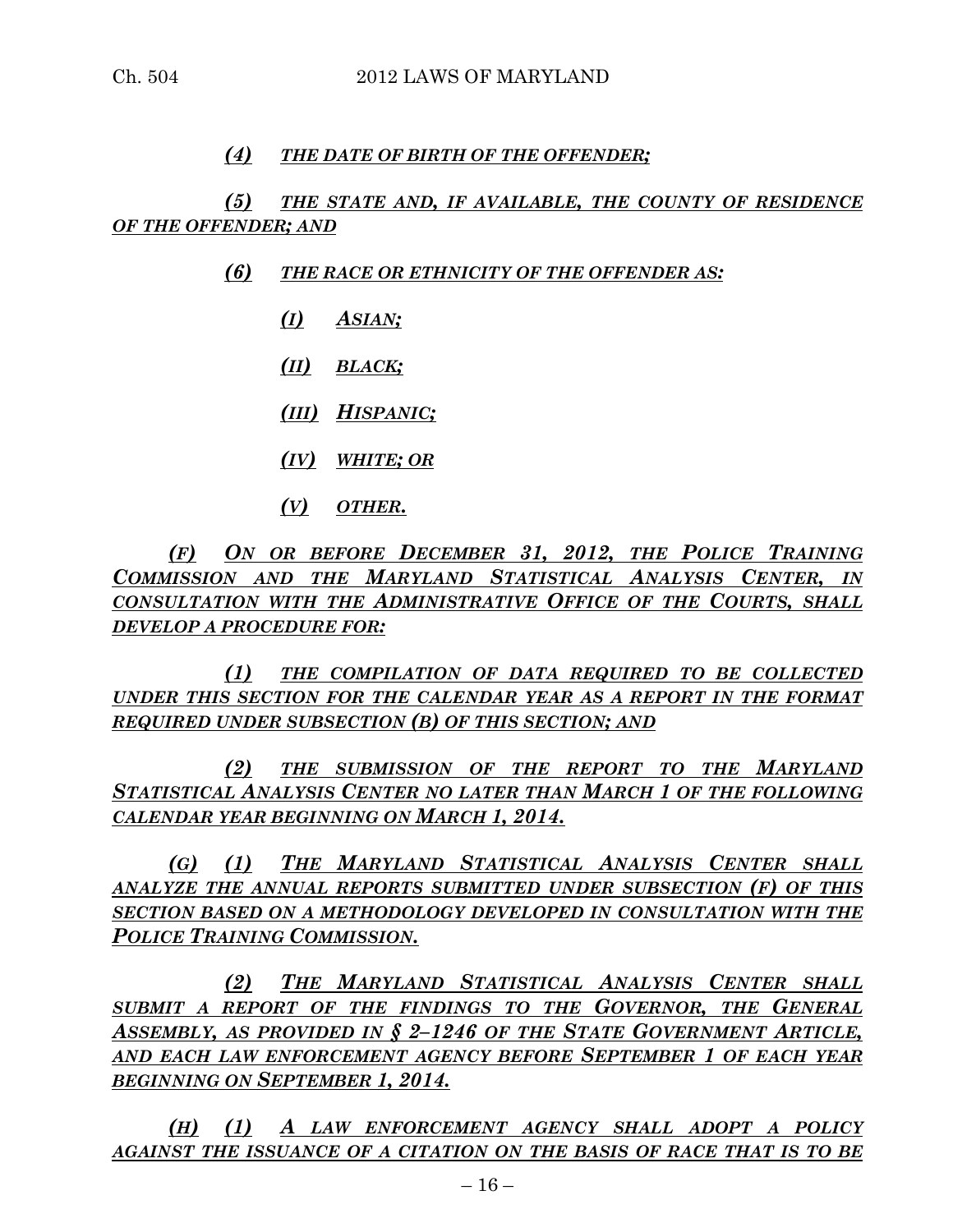***(4) THE DATE OF BIRTH OF THE OFFENDER;***

***(5) THE STATE AND, IF AVAILABLE, THE COUNTY OF RESIDENCE OF THE OFFENDER; AND***

***(6) THE RACE OR ETHNICITY OF THE OFFENDER AS:***

***(I) ASIAN;***

***(II) BLACK;***

***(III) HISPANIC;***

***(IV) WHITE; OR***

***(V) OTHER.***

***(F) ON OR BEFORE DECEMBER 31, 2012, THE POLICE TRAINING COMMISSION AND THE MARYLAND STATISTICAL ANALYSIS CENTER, IN CONSULTATION WITH THE ADMINISTRATIVE OFFICE OF THE COURTS, SHALL DEVELOP A PROCEDURE FOR:***

***(1) THE COMPILATION OF DATA REQUIRED TO BE COLLECTED UNDER THIS SECTION FOR THE CALENDAR YEAR AS A REPORT IN THE FORMAT REQUIRED UNDER SUBSECTION (B) OF THIS SECTION; AND***

***(2) THE SUBMISSION OF THE REPORT TO THE MARYLAND STATISTICAL ANALYSIS CENTER NO LATER THAN MARCH 1 OF THE FOLLOWING CALENDAR YEAR BEGINNING ON MARCH 1, 2014.***

***(G) (1) THE MARYLAND STATISTICAL ANALYSIS CENTER SHALL ANALYZE THE ANNUAL REPORTS SUBMITTED UNDER SUBSECTION (F) OF THIS SECTION BASED ON A METHODOLOGY DEVELOPED IN CONSULTATION WITH THE POLICE TRAINING COMMISSION.***

***(2) THE MARYLAND STATISTICAL ANALYSIS CENTER SHALL SUBMIT A REPORT OF THE FINDINGS TO THE GOVERNOR, THE GENERAL ASSEMBLY, AS PROVIDED IN § 2–1246 OF THE STATE GOVERNMENT ARTICLE, AND EACH LAW ENFORCEMENT AGENCY BEFORE SEPTEMBER 1 OF EACH YEAR BEGINNING ON SEPTEMBER 1, 2014.***

***(H) (1) A LAW ENFORCEMENT AGENCY SHALL ADOPT A POLICY AGAINST THE ISSUANCE OF A CITATION ON THE BASIS OF RACE THAT IS TO BE***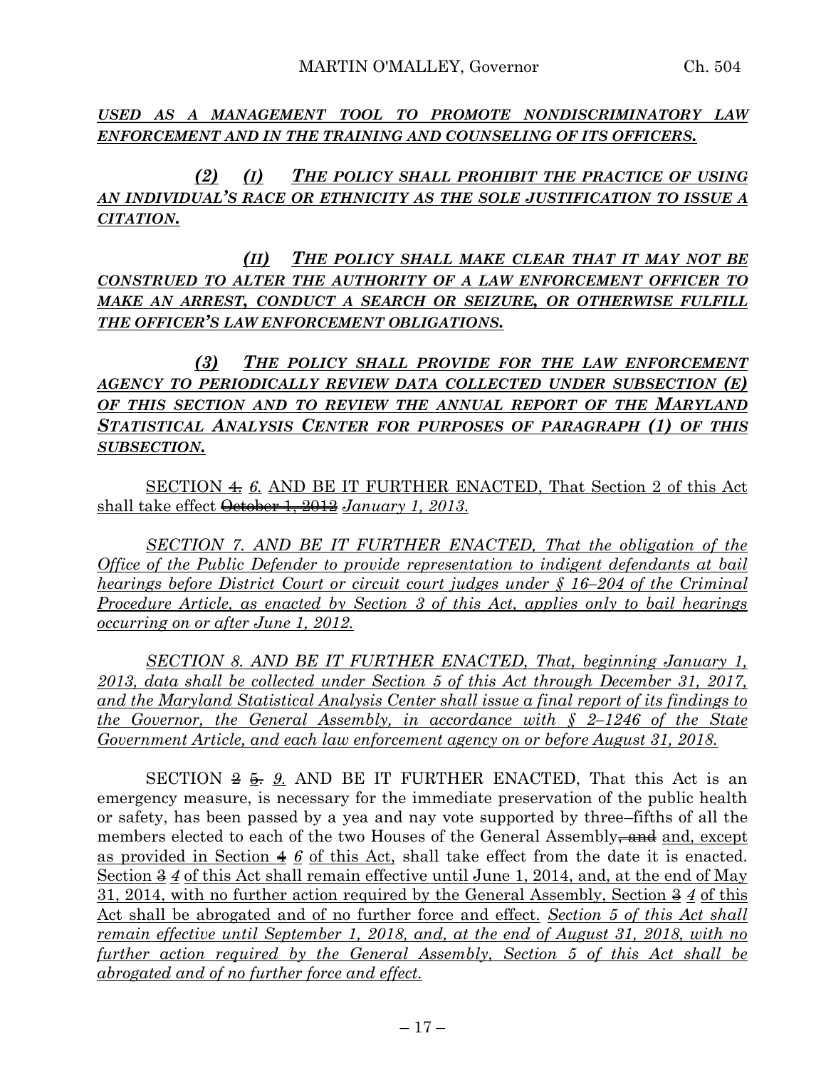***USED AS A MANAGEMENT TOOL TO PROMOTE NONDISCRIMINATORY LAW ENFORCEMENT AND IN THE TRAINING AND COUNSELING OF ITS OFFICERS.***

***(2) (I) THE POLICY SHALL PROHIBIT THE PRACTICE OF USING AN INDIVIDUAL'S RACE OR ETHNICITY AS THE SOLE JUSTIFICATION TO ISSUE A CITATION.***

***(II) THE POLICY SHALL MAKE CLEAR THAT IT MAY NOT BE CONSTRUED TO ALTER THE AUTHORITY OF A LAW ENFORCEMENT OFFICER TO MAKE AN ARREST, CONDUCT A SEARCH OR SEIZURE, OR OTHERWISE FULFILL THE OFFICER'S LAW ENFORCEMENT OBLIGATIONS.***

***(3) THE POLICY SHALL PROVIDE FOR THE LAW ENFORCEMENT AGENCY TO PERIODICALLY REVIEW DATA COLLECTED UNDER SUBSECTION (E) OF THIS SECTION AND TO REVIEW THE ANNUAL REPORT OF THE MARYLAND STATISTICAL ANALYSIS CENTER FOR PURPOSES OF PARAGRAPH (1) OF THIS SUBSECTION.***

SECTION ~~4.~~ *6.* AND BE IT FURTHER ENACTED, That Section 2 of this Act shall take effect ~~October 1, 2012~~ *January 1, 2013.*

*SECTION 7. AND BE IT FURTHER ENACTED, That the obligation of the Office of the Public Defender to provide representation to indigent defendants at bail hearings before District Court or circuit court judges under § 16–204 of the Criminal Procedure Article, as enacted by Section 3 of this Act, applies only to bail hearings occurring on or after June 1, 2012.*

*SECTION 8. AND BE IT FURTHER ENACTED, That, beginning January 1, 2013, data shall be collected under Section 5 of this Act through December 31, 2017, and the Maryland Statistical Analysis Center shall issue a final report of its findings to the Governor, the General Assembly, in accordance with § 2–1246 of the State Government Article, and each law enforcement agency on or before August 31, 2018.*

SECTION ~~2~~ ~~5.~~ *9.* AND BE IT FURTHER ENACTED, That this Act is an emergency measure, is necessary for the immediate preservation of the public health or safety, has been passed by a yea and nay vote supported by three–fifths of all the members elected to each of the two Houses of the General Assembly~~, and~~ and, except as provided in Section ~~4~~ *6* of this Act, shall take effect from the date it is enacted. Section ~~3~~ *4* of this Act shall remain effective until June 1, 2014, and, at the end of May 31, 2014, with no further action required by the General Assembly, Section ~~3~~ *4* of this Act shall be abrogated and of no further force and effect. *Section 5 of this Act shall remain effective until September 1, 2018, and, at the end of August 31, 2018, with no further action required by the General Assembly, Section 5 of this Act shall be abrogated and of no further force and effect.*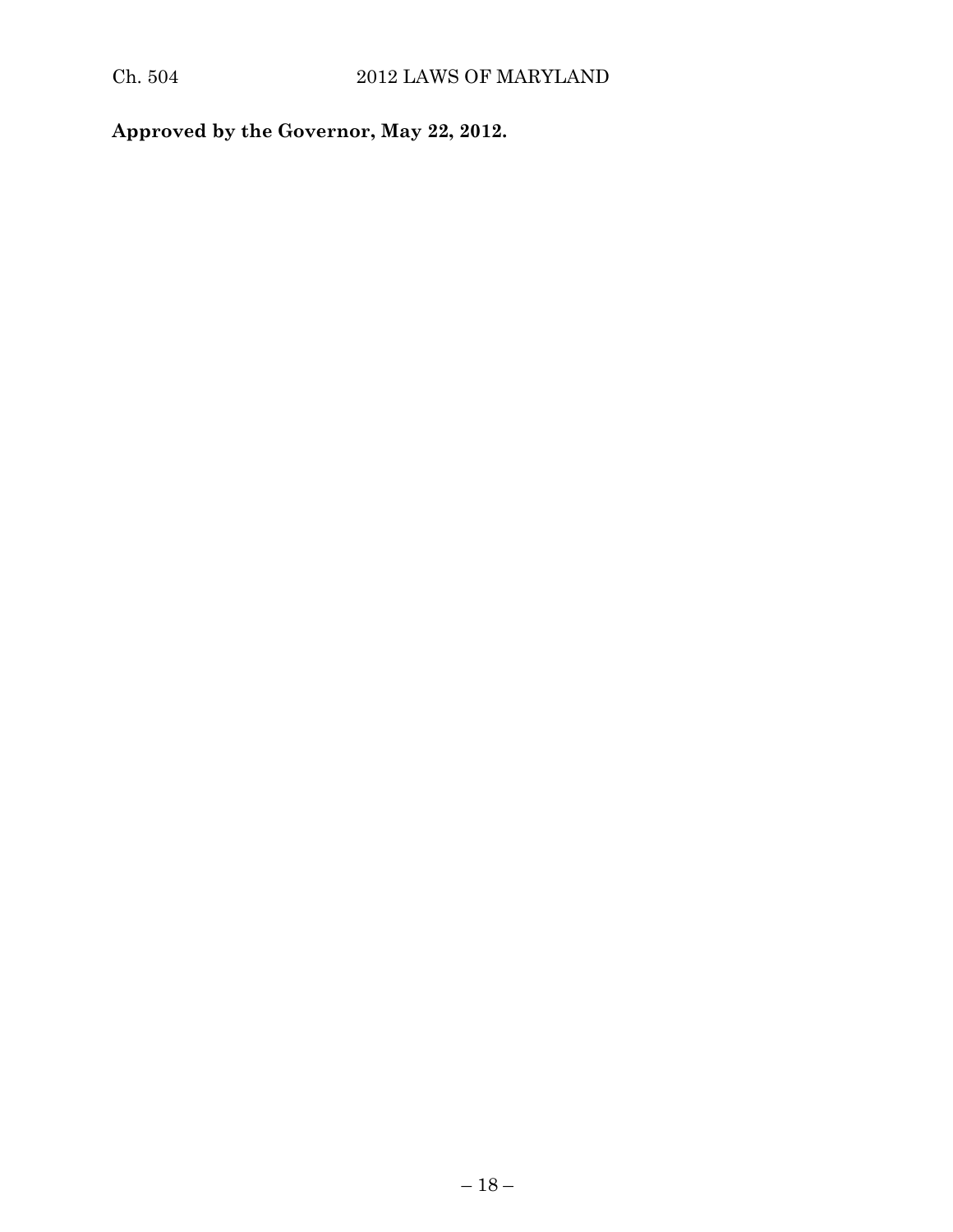**Approved by the Governor, May 22, 2012.**